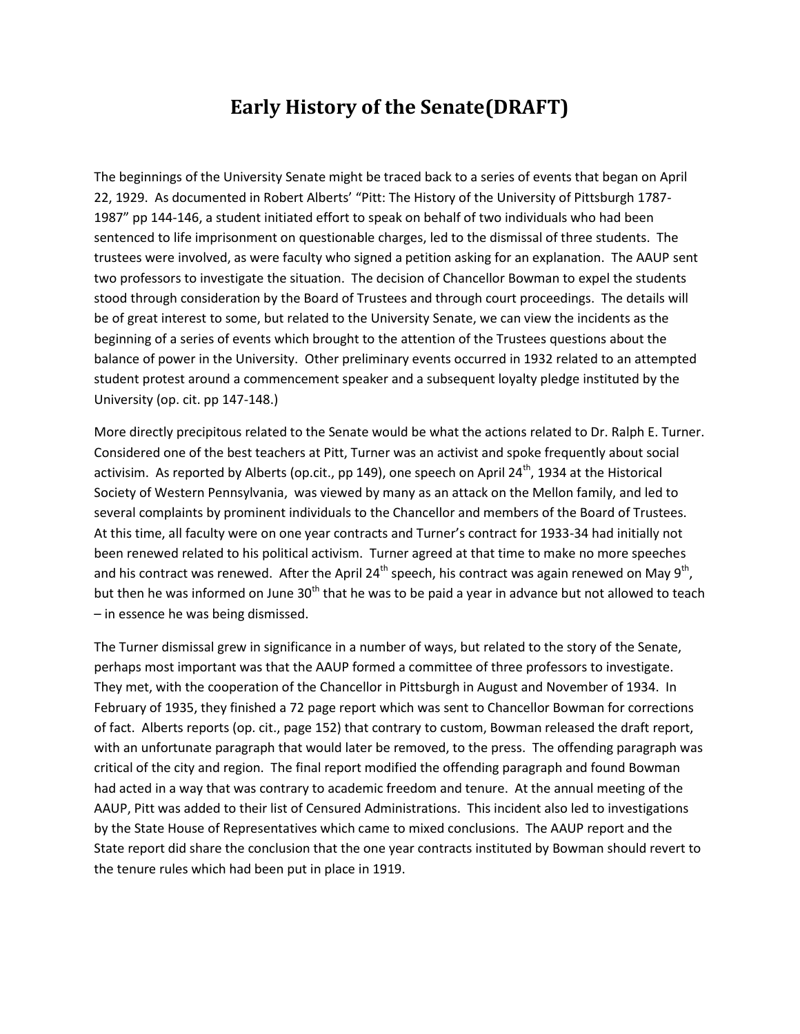# Early History of the Senate(DRAFT)

The beginnings of the University Senate might be traced back to a series of events that began on April 22, 1929. As documented in Robert Alberts' "Pitt: The History of the University of Pittsburgh 1787-1987" pp 144-146, a student initiated effort to speak on behalf of two individuals who had been sentenced to life imprisonment on questionable charges, led to the dismissal of three students. The trustees were involved, as were faculty who signed a petition asking for an explanation. The AAUP sent two professors to investigate the situation. The decision of Chancellor Bowman to expel the students stood through consideration by the Board of Trustees and through court proceedings. The details will be of great interest to some, but related to the University Senate, we can view the incidents as the beginning of a series of events which brought to the attention of the Trustees questions about the balance of power in the University. Other preliminary events occurred in 1932 related to an attempted student protest around a commencement speaker and a subsequent loyalty pledge instituted by the University (op. cit. pp 147-148.)

More directly precipitous related to the Senate would be what the actions related to Dr. Ralph E. Turner. Considered one of the best teachers at Pitt, Turner was an activist and spoke frequently about social activisim. As reported by Alberts (op.cit., pp 149), one speech on April 24th, 1934 at the Historical Society of Western Pennsylvania, was viewed by many as an attack on the Mellon family, and led to several complaints by prominent individuals to the Chancellor and members of the Board of Trustees. At this time, all faculty were on one year contracts and Turner's contract for 1933-34 had initially not been renewed related to his political activism. Turner agreed at that time to make no more speeches and his contract was renewed. After the April 24th speech, his contract was again renewed on May 9th, but then he was informed on June 30th that he was to be paid a year in advance but not allowed to teach – in essence he was being dismissed.

The Turner dismissal grew in significance in a number of ways, but related to the story of the Senate, perhaps most important was that the AAUP formed a committee of three professors to investigate. They met, with the cooperation of the Chancellor in Pittsburgh in August and November of 1934. In February of 1935, they finished a 72 page report which was sent to Chancellor Bowman for corrections of fact. Alberts reports (op. cit., page 152) that contrary to custom, Bowman released the draft report, with an unfortunate paragraph that would later be removed, to the press. The offending paragraph was critical of the city and region. The final report modified the offending paragraph and found Bowman had acted in a way that was contrary to academic freedom and tenure. At the annual meeting of the AAUP, Pitt was added to their list of Censured Administrations. This incident also led to investigations by the State House of Representatives which came to mixed conclusions. The AAUP report and the State report did share the conclusion that the one year contracts instituted by Bowman should revert to the tenure rules which had been put in place in 1919.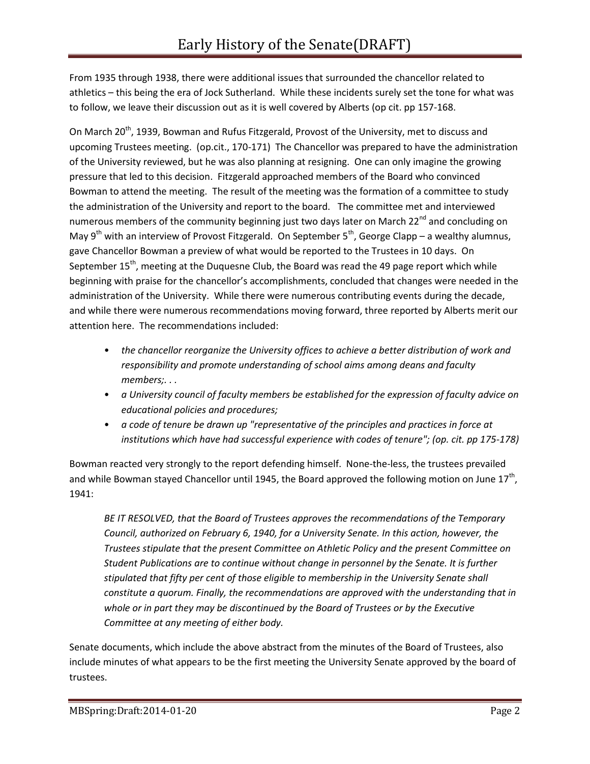From 1935 through 1938, there were additional issues that surrounded the chancellor related to athletics – this being the era of Jock Sutherland. While these incidents surely set the tone for what was to follow, we leave their discussion out as it is well covered by Alberts (op cit. pp 157-168.

On March 20th, 1939, Bowman and Rufus Fitzgerald, Provost of the University, met to discuss and upcoming Trustees meeting. (op.cit., 170-171) The Chancellor was prepared to have the administration of the University reviewed, but he was also planning at resigning. One can only imagine the growing pressure that led to this decision. Fitzgerald approached members of the Board who convinced Bowman to attend the meeting. The result of the meeting was the formation of a committee to study the administration of the University and report to the board. The committee met and interviewed numerous members of the community beginning just two days later on March 22nd and concluding on May 9th with an interview of Provost Fitzgerald. On September 5th, George Clapp – a wealthy alumnus, gave Chancellor Bowman a preview of what would be reported to the Trustees in 10 days. On September 15th, meeting at the Duquesne Club, the Board was read the 49 page report which while beginning with praise for the chancellor's accomplishments, concluded that changes were needed in the administration of the University. While there were numerous contributing events during the decade, and while there were numerous recommendations moving forward, three reported by Alberts merit our attention here. The recommendations included:

- *the chancellor reorganize the University offices to achieve a better distribution of work and responsibility and promote understanding of school aims among deans and faculty members;. . .*
- *a University council of faculty members be established for the expression of faculty advice on educational policies and procedures;*
- *a code of tenure be drawn up "representative of the principles and practices in force at institutions which have had successful experience with codes of tenure"; (op. cit. pp 175-178)*

Bowman reacted very strongly to the report defending himself. None-the-less, the trustees prevailed and while Bowman stayed Chancellor until 1945, the Board approved the following motion on June 17th, 1941:

> *BE IT RESOLVED, that the Board of Trustees approves the recommendations of the Temporary Council, authorized on February 6, 1940, for a University Senate. In this action, however, the Trustees stipulate that the present Committee on Athletic Policy and the present Committee on Student Publications are to continue without change in personnel by the Senate. It is further stipulated that fifty per cent of those eligible to membership in the University Senate shall constitute a quorum. Finally, the recommendations are approved with the understanding that in whole or in part they may be discontinued by the Board of Trustees or by the Executive Committee at any meeting of either body.*

Senate documents, which include the above abstract from the minutes of the Board of Trustees, also include minutes of what appears to be the first meeting the University Senate approved by the board of trustees.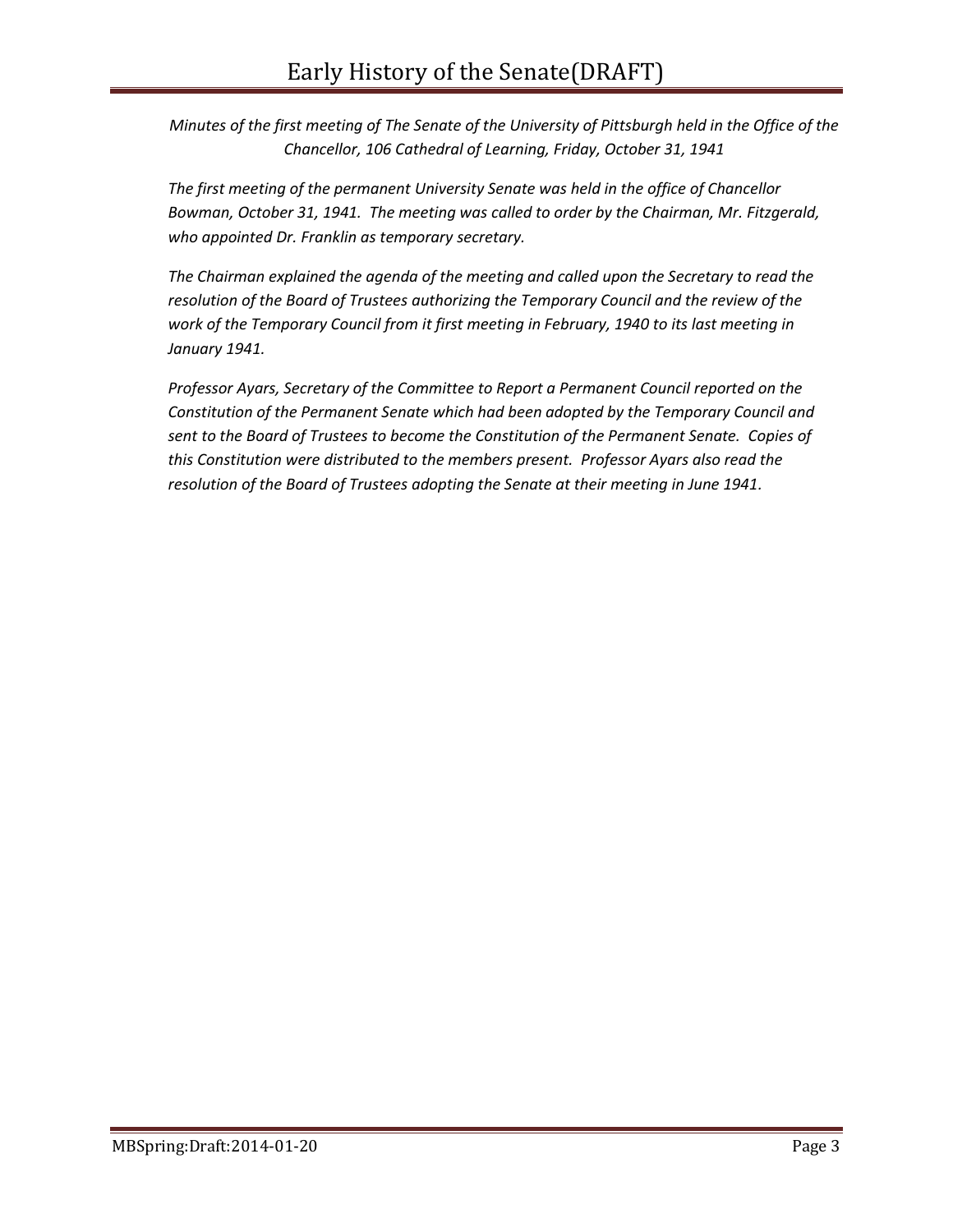*Minutes of the first meeting of The Senate of the University of Pittsburgh held in the Office of the Chancellor, 106 Cathedral of Learning, Friday, October 31, 1941*

*The first meeting of the permanent University Senate was held in the office of Chancellor Bowman, October 31, 1941. The meeting was called to order by the Chairman, Mr. Fitzgerald, who appointed Dr. Franklin as temporary secretary.*

*The Chairman explained the agenda of the meeting and called upon the Secretary to read the resolution of the Board of Trustees authorizing the Temporary Council and the review of the work of the Temporary Council from it first meeting in February, 1940 to its last meeting in January 1941.*

*Professor Ayars, Secretary of the Committee to Report a Permanent Council reported on the Constitution of the Permanent Senate which had been adopted by the Temporary Council and sent to the Board of Trustees to become the Constitution of the Permanent Senate. Copies of this Constitution were distributed to the members present. Professor Ayars also read the resolution of the Board of Trustees adopting the Senate at their meeting in June 1941.*